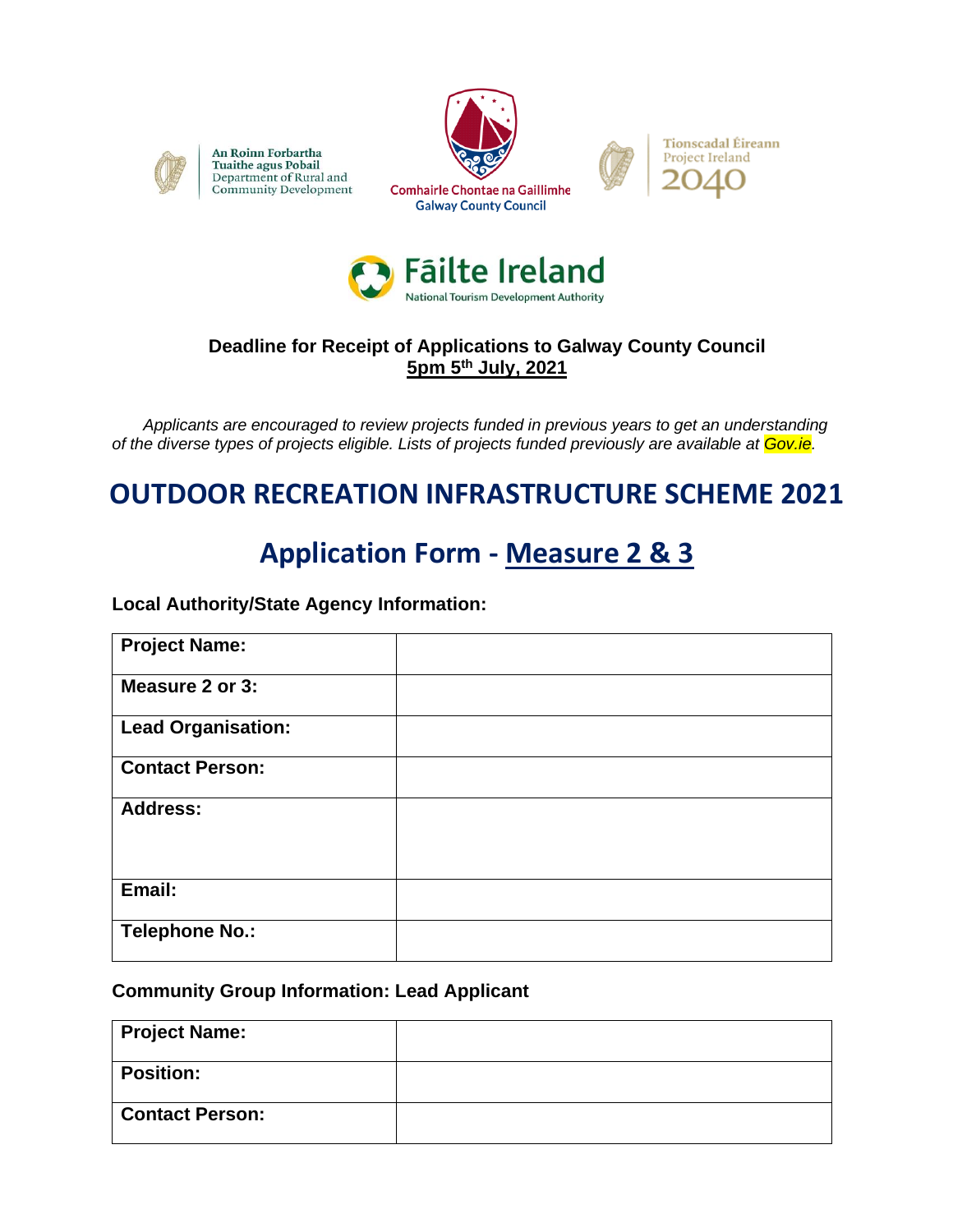An Roinn Forbartha Tuaithe agus Pobail
Department of Rural and Community Development

Comhairle Chontae na Gaillimhe
Galway County Council

Tionscadal Éireann
Project Ireland 2040

Fáilte Ireland
National Tourism Development Authority

**Deadline for Receipt of Applications to Galway County Council**
**5pm 5th July, 2021**

*Applicants are encouraged to review projects funded in previous years to get an understanding of the diverse types of projects eligible. Lists of projects funded previously are available at Gov.ie.*

# OUTDOOR RECREATION INFRASTRUCTURE SCHEME 2021

## Application Form - Measure 2 & 3

**Local Authority/State Agency Information:**

| **Project Name:** | |
|---|---|
| **Measure 2 or 3:** | |
| **Lead Organisation:** | |
| **Contact Person:** | |
| **Address:** | |
| **Email:** | |
| **Telephone No.:** | |

**Community Group Information: Lead Applicant**

| **Project Name:** | |
|---|---|
| **Position:** | |
| **Contact Person:** | |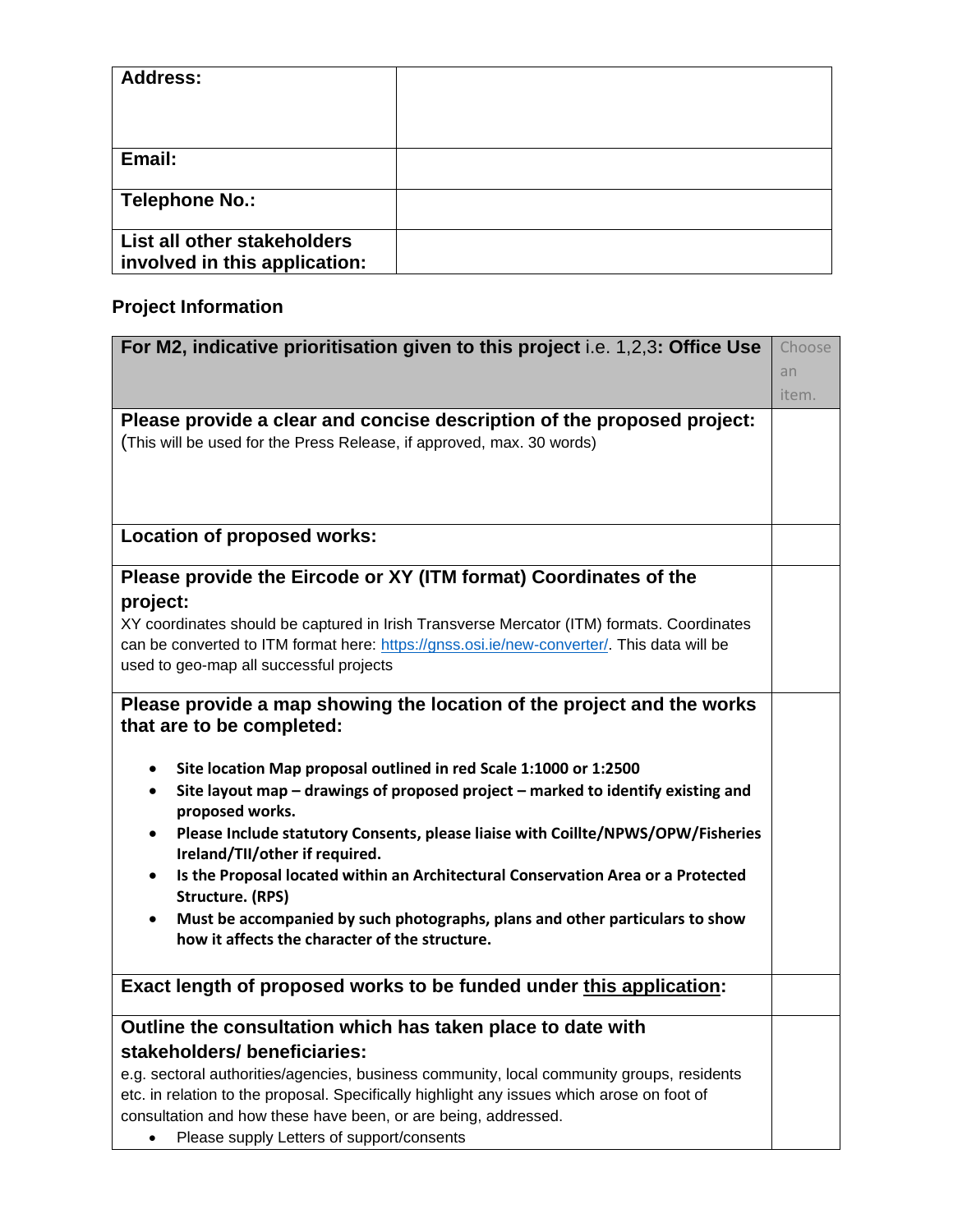| | |
|---|---|
| **Address:** | |
| **Email:** | |
| **Telephone No.:** | |
| **List all other stakeholders involved in this application:** | |

**Project Information**

| | |
|---|---|
| **For M2, indicative prioritisation given to this project** i.e. 1,2,3**: Office Use** | Choose an item. |
| **Please provide a clear and concise description of the proposed project:** (This will be used for the Press Release, if approved, max. 30 words) | |
| **Location of proposed works:** | |
| **Please provide the Eircode or XY (ITM format) Coordinates of the project:** XY coordinates should be captured in Irish Transverse Mercator (ITM) formats. Coordinates can be converted to ITM format here: https://gnss.osi.ie/new-converter/. This data will be used to geo-map all successful projects | |
| **Please provide a map showing the location of the project and the works that are to be completed:** <br>• **Site location Map proposal outlined in red Scale 1:1000 or 1:2500** <br>• **Site layout map – drawings of proposed project – marked to identify existing and proposed works.** <br>• **Please Include statutory Consents, please liaise with Coillte/NPWS/OPW/Fisheries Ireland/TII/other if required.** <br>• **Is the Proposal located within an Architectural Conservation Area or a Protected Structure. (RPS)** <br>• **Must be accompanied by such photographs, plans and other particulars to show how it affects the character of the structure.** | |
| **Exact length of proposed works to be funded under <u>this application</u>:** | |
| **Outline the consultation which has taken place to date with stakeholders/ beneficiaries:** e.g. sectoral authorities/agencies, business community, local community groups, residents etc. in relation to the proposal. Specifically highlight any issues which arose on foot of consultation and how these have been, or are being, addressed. <br>• Please supply Letters of support/consents | |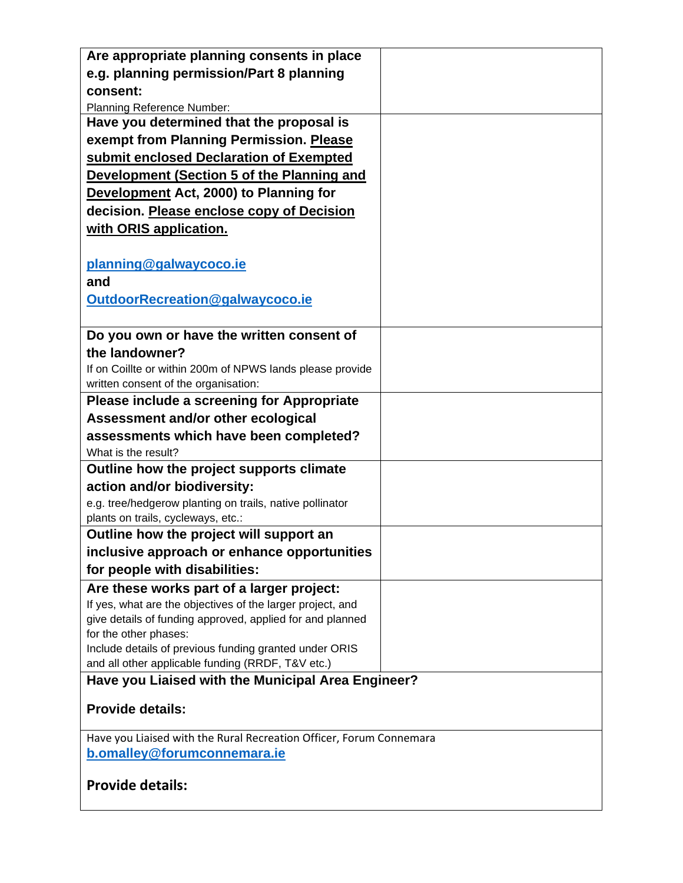| | |
|---|---|
| **Are appropriate planning consents in place e.g. planning permission/Part 8 planning consent:**<br>Planning Reference Number: | |
| **Have you determined that the proposal is exempt from Planning Permission. <u>Please submit enclosed Declaration of Exempted Development (Section 5 of the Planning and Development</u> Act, 2000) to Planning for decision. <u>Please enclose copy of Decision with ORIS application.</u>**<br><br>**planning@galwaycoco.ie**<br>**and**<br>**OutdoorRecreation@galwaycoco.ie** | |
| **Do you own or have the written consent of the landowner?**<br>If on Coillte or within 200m of NPWS lands please provide written consent of the organisation: | |
| **Please include a screening for Appropriate Assessment and/or other ecological assessments which have been completed?**<br>What is the result? | |
| **Outline how the project supports climate action and/or biodiversity:**<br>e.g. tree/hedgerow planting on trails, native pollinator plants on trails, cycleways, etc.: | |
| **Outline how the project will support an inclusive approach or enhance opportunities for people with disabilities:** | |
| **Are these works part of a larger project:**<br>If yes, what are the objectives of the larger project, and give details of funding approved, applied for and planned for the other phases:<br>Include details of previous funding granted under ORIS and all other applicable funding (RRDF, T&V etc.) | |
| **Have you Liaised with the Municipal Area Engineer?**<br><br>**Provide details:** | |
| Have you Liaised with the Rural Recreation Officer, Forum Connemara<br>**b.omalley@forumconnemara.ie**<br><br>**Provide details:** | |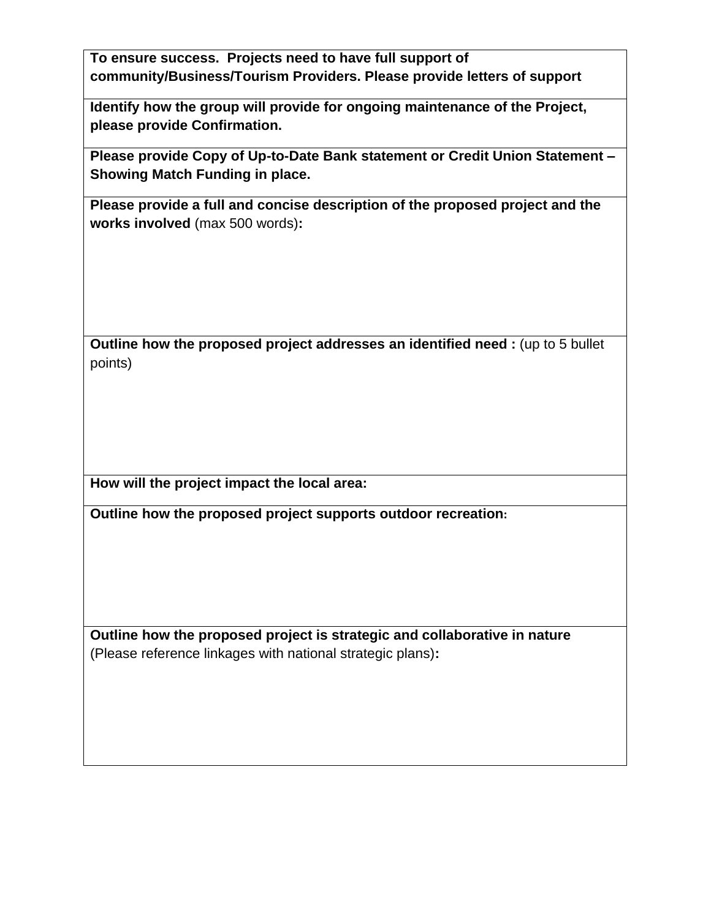| **To ensure success. Projects need to have full support of community/Business/Tourism Providers. Please provide letters of support** |
|---|
| **Identify how the group will provide for ongoing maintenance of the Project, please provide Confirmation.** |
| **Please provide Copy of Up-to-Date Bank statement or Credit Union Statement – Showing Match Funding in place.** |
| **Please provide a full and concise description of the proposed project and the works involved** (max 500 words)**:** |
| **Outline how the proposed project addresses an identified need :** (up to 5 bullet points) |
| **How will the project impact the local area:** |
| **Outline how the proposed project supports outdoor recreation:** |
| **Outline how the proposed project is strategic and collaborative in nature** (Please reference linkages with national strategic plans)**:** |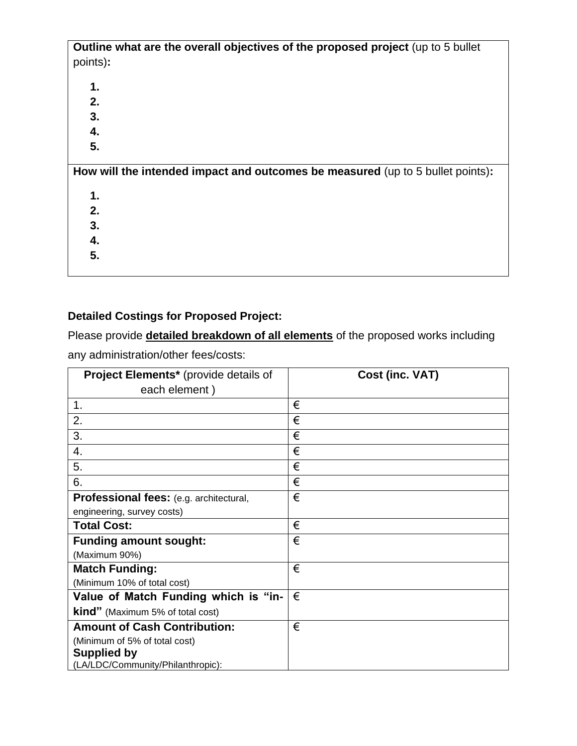| **Outline what are the overall objectives of the proposed project** (up to 5 bullet points)**:**<br><br>**1.**<br>**2.**<br>**3.**<br>**4.**<br>**5.** |
|---|
| **How will the intended impact and outcomes be measured** (up to 5 bullet points)**:**<br><br>**1.**<br>**2.**<br>**3.**<br>**4.**<br>**5.** |

**Detailed Costings for Proposed Project:**

Please provide **detailed breakdown of all elements** of the proposed works including any administration/other fees/costs:

| **Project Elements*** (provide details of each element ) | **Cost (inc. VAT)** |
|---|---|
| 1. | € |
| 2. | € |
| 3. | € |
| 4. | € |
| 5. | € |
| 6. | € |
| **Professional fees:** (e.g. architectural, engineering, survey costs) | € |
| **Total Cost:** | € |
| **Funding amount sought:** (Maximum 90%) | € |
| **Match Funding:** (Minimum 10% of total cost) | € |
| **Value of Match Funding which is "in-kind"** (Maximum 5% of total cost) | € |
| **Amount of Cash Contribution:** (Minimum of 5% of total cost) **Supplied by** (LA/LDC/Community/Philanthropic): | € |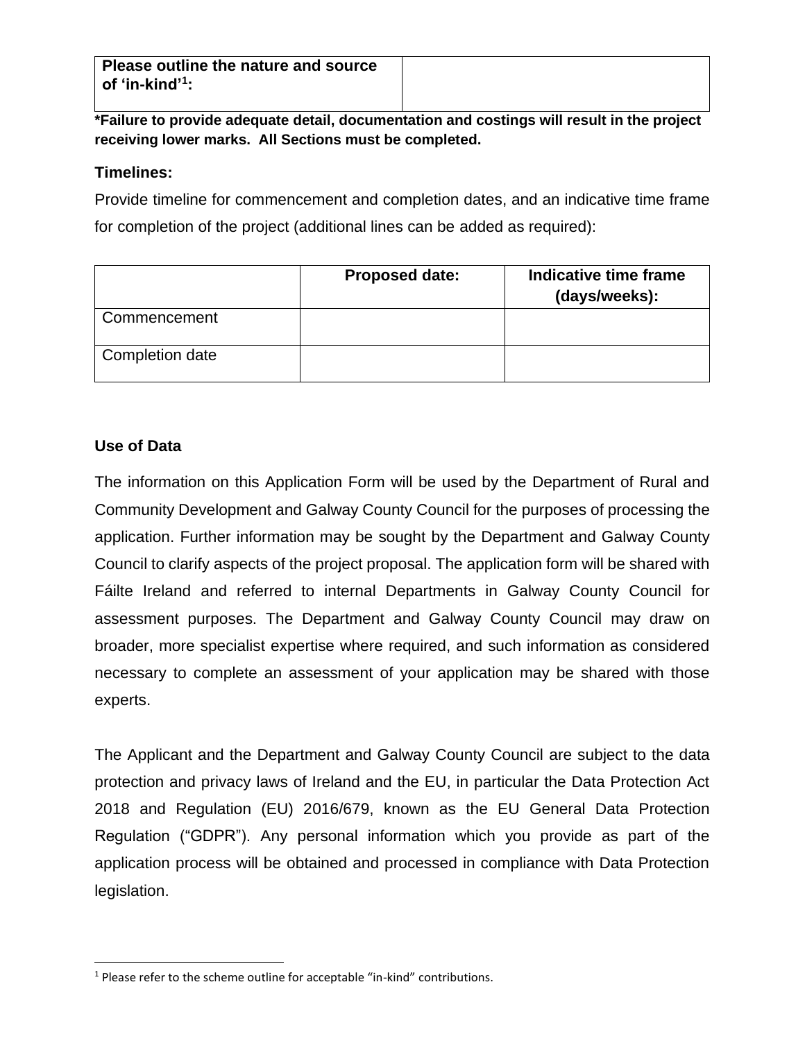| **Please outline the nature and source of ‘in-kind’[1]:** | |
|---|---|

**\*Failure to provide adequate detail, documentation and costings will result in the project receiving lower marks. All Sections must be completed.**

### Timelines:

Provide timeline for commencement and completion dates, and an indicative time frame for completion of the project (additional lines can be added as required):

| | **Proposed date:** | **Indicative time frame (days/weeks):** |
|---|---|---|
| Commencement | | |
| Completion date | | |

### Use of Data

The information on this Application Form will be used by the Department of Rural and Community Development and Galway County Council for the purposes of processing the application. Further information may be sought by the Department and Galway County Council to clarify aspects of the project proposal. The application form will be shared with Fáilte Ireland and referred to internal Departments in Galway County Council for assessment purposes. The Department and Galway County Council may draw on broader, more specialist expertise where required, and such information as considered necessary to complete an assessment of your application may be shared with those experts.

The Applicant and the Department and Galway County Council are subject to the data protection and privacy laws of Ireland and the EU, in particular the Data Protection Act 2018 and Regulation (EU) 2016/679, known as the EU General Data Protection Regulation (“GDPR”). Any personal information which you provide as part of the application process will be obtained and processed in compliance with Data Protection legislation.

[1] Please refer to the scheme outline for acceptable “in-kind” contributions.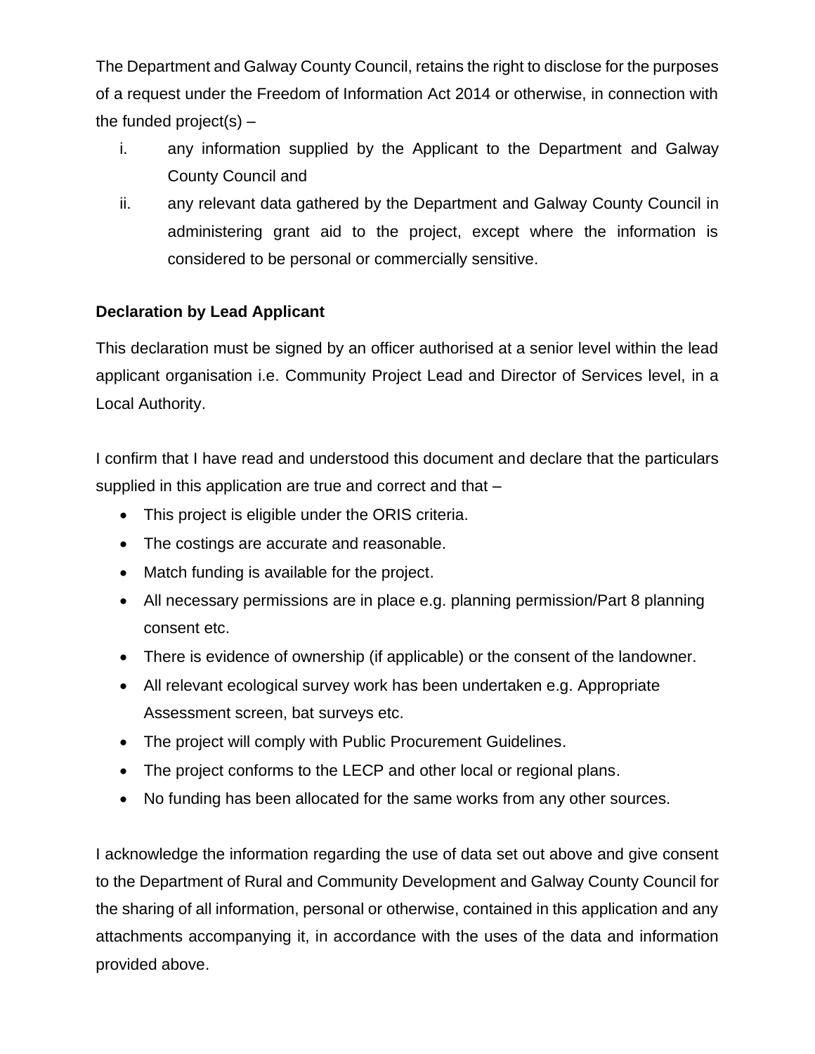The Department and Galway County Council, retains the right to disclose for the purposes of a request under the Freedom of Information Act 2014 or otherwise, in connection with the funded project(s) –

i. any information supplied by the Applicant to the Department and Galway County Council and
ii. any relevant data gathered by the Department and Galway County Council in administering grant aid to the project, except where the information is considered to be personal or commercially sensitive.

**Declaration by Lead Applicant**

This declaration must be signed by an officer authorised at a senior level within the lead applicant organisation i.e. Community Project Lead and Director of Services level, in a Local Authority.

I confirm that I have read and understood this document and declare that the particulars supplied in this application are true and correct and that –

- This project is eligible under the ORIS criteria.
- The costings are accurate and reasonable.
- Match funding is available for the project.
- All necessary permissions are in place e.g. planning permission/Part 8 planning consent etc.
- There is evidence of ownership (if applicable) or the consent of the landowner.
- All relevant ecological survey work has been undertaken e.g. Appropriate Assessment screen, bat surveys etc.
- The project will comply with Public Procurement Guidelines.
- The project conforms to the LECP and other local or regional plans.
- No funding has been allocated for the same works from any other sources.

I acknowledge the information regarding the use of data set out above and give consent to the Department of Rural and Community Development and Galway County Council for the sharing of all information, personal or otherwise, contained in this application and any attachments accompanying it, in accordance with the uses of the data and information provided above.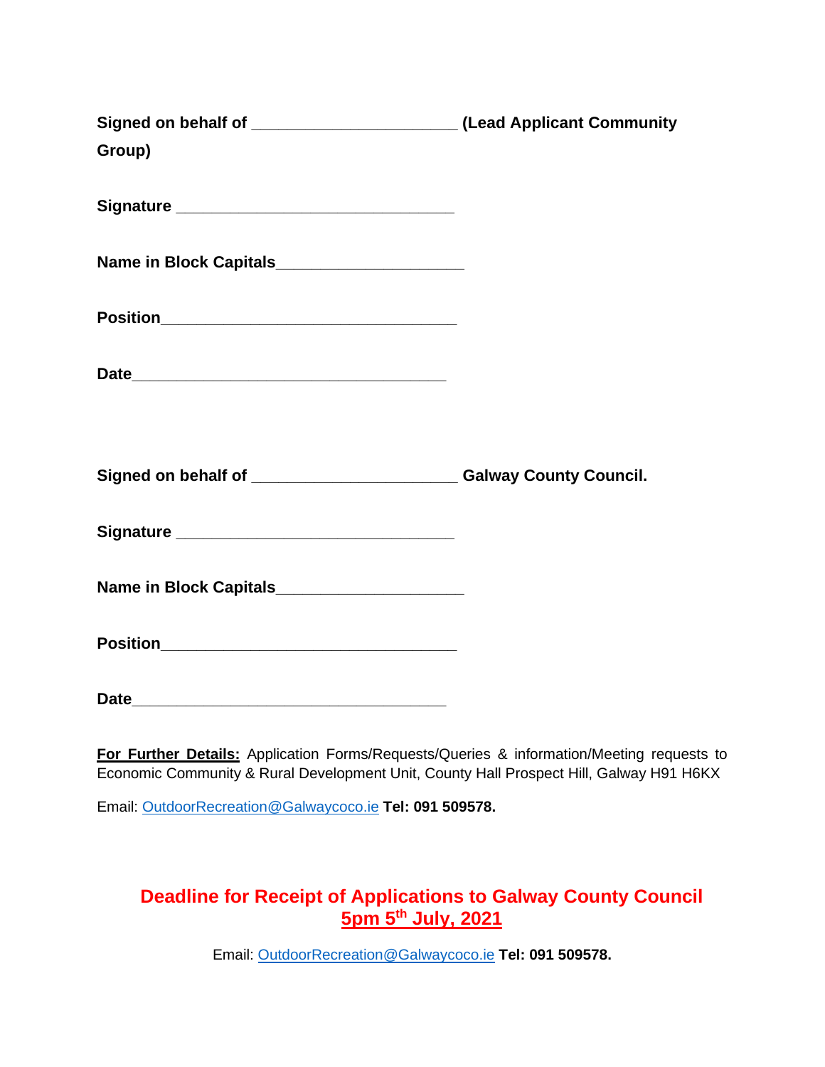**Signed on behalf of \_\_\_\_\_\_\_\_\_\_\_\_\_\_\_\_\_\_\_\_\_\_ (Lead Applicant Community Group)**

**Signature \_\_\_\_\_\_\_\_\_\_\_\_\_\_\_\_\_\_\_\_\_\_\_\_\_\_\_\_\_\_**

**Name in Block Capitals\_\_\_\_\_\_\_\_\_\_\_\_\_\_\_\_\_\_\_\_\_**

**Position\_\_\_\_\_\_\_\_\_\_\_\_\_\_\_\_\_\_\_\_\_\_\_\_\_\_\_\_\_\_\_\_**

**Date\_\_\_\_\_\_\_\_\_\_\_\_\_\_\_\_\_\_\_\_\_\_\_\_\_\_\_\_\_\_\_\_\_\_**

**Signed on behalf of \_\_\_\_\_\_\_\_\_\_\_\_\_\_\_\_\_\_\_\_\_\_ Galway County Council.**

**Signature \_\_\_\_\_\_\_\_\_\_\_\_\_\_\_\_\_\_\_\_\_\_\_\_\_\_\_\_\_\_**

**Name in Block Capitals\_\_\_\_\_\_\_\_\_\_\_\_\_\_\_\_\_\_\_\_\_**

**Position\_\_\_\_\_\_\_\_\_\_\_\_\_\_\_\_\_\_\_\_\_\_\_\_\_\_\_\_\_\_\_\_**

**Date\_\_\_\_\_\_\_\_\_\_\_\_\_\_\_\_\_\_\_\_\_\_\_\_\_\_\_\_\_\_\_\_\_\_**

**For Further Details:** Application Forms/Requests/Queries & information/Meeting requests to Economic Community & Rural Development Unit, County Hall Prospect Hill, Galway H91 H6KX

Email: OutdoorRecreation@Galwaycoco.ie **Tel: 091 509578.**

**Deadline for Receipt of Applications to Galway County Council**
**5pm 5th July, 2021**

Email: OutdoorRecreation@Galwaycoco.ie **Tel: 091 509578.**